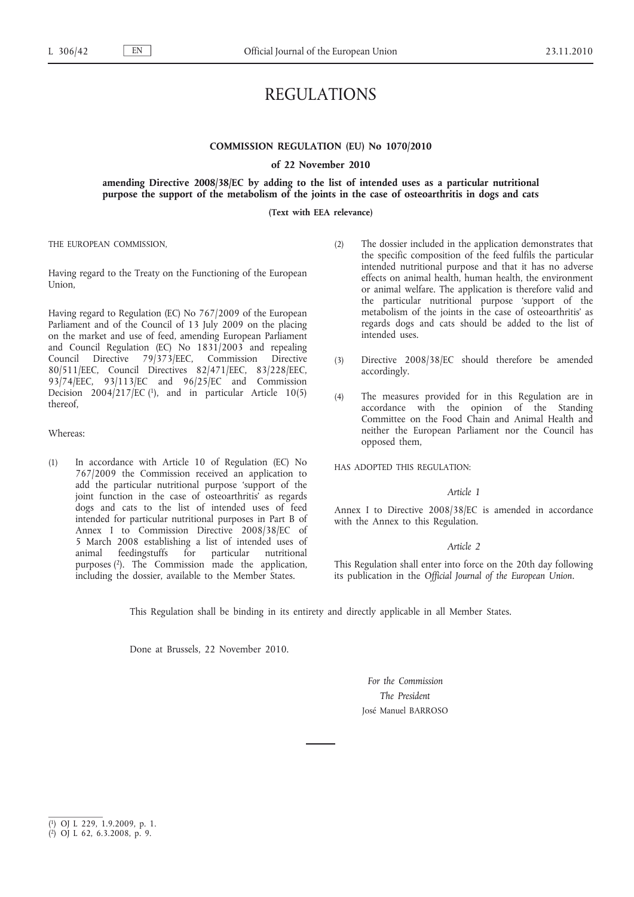# REGULATIONS

## COMMISSION REGULATION (EU) No 1070/2010

### of 22 November 2010

### amending Directive 2008/38/EC by adding to the list of intended uses as a particular nutritional purpose the support of the metabolism of the joints in the case of osteoarthritis in dogs and cats

**(Text with EEA relevance)**

THE EUROPEAN COMMISSION,

Having regard to the Treaty on the Functioning of the European Union,

Having regard to Regulation (EC) No 767/2009 of the European Parliament and of the Council of 13 July 2009 on the placing on the market and use of feed, amending European Parliament and Council Regulation (EC) No 1831/2003 and repealing Council Directive 79/373/EEC, Commission Directive 80/511/EEC, Council Directives 82/471/EEC, 83/228/EEC, 93/74/EEC, 93/113/EC and 96/25/EC and Commission Decision 2004/217/EC [1], and in particular Article 10(5) thereof,

Whereas:

(1) In accordance with Article 10 of Regulation (EC) No 767/2009 the Commission received an application to add the particular nutritional purpose 'support of the joint function in the case of osteoarthritis' as regards dogs and cats to the list of intended uses of feed intended for particular nutritional purposes in Part B of Annex I to Commission Directive 2008/38/EC of 5 March 2008 establishing a list of intended uses of animal feedingstuffs for particular nutritional purposes [2]. The Commission made the application, including the dossier, available to the Member States.

(2) The dossier included in the application demonstrates that the specific composition of the feed fulfils the particular intended nutritional purpose and that it has no adverse effects on animal health, human health, the environment or animal welfare. The application is therefore valid and the particular nutritional purpose 'support of the metabolism of the joints in the case of osteoarthritis' as regards dogs and cats should be added to the list of intended uses.

(3) Directive 2008/38/EC should therefore be amended accordingly.

(4) The measures provided for in this Regulation are in accordance with the opinion of the Standing Committee on the Food Chain and Animal Health and neither the European Parliament nor the Council has opposed them,

HAS ADOPTED THIS REGULATION:

*Article 1*

Annex I to Directive 2008/38/EC is amended in accordance with the Annex to this Regulation.

*Article 2*

This Regulation shall enter into force on the 20th day following its publication in the *Official Journal of the European Union*.

This Regulation shall be binding in its entirety and directly applicable in all Member States.

Done at Brussels, 22 November 2010.

*For the Commission*

*The President*

José Manuel BARROSO

---

[1] OJ L 229, 1.9.2009, p. 1.

[2] OJ L 62, 6.3.2008, p. 9.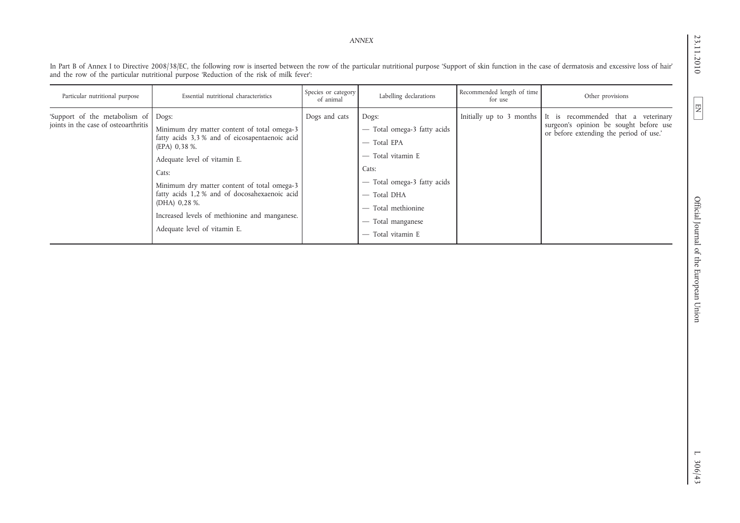*ANNEX*

In Part B of Annex I to Directive 2008/38/EC, the following row is inserted between the row of the particular nutritional purpose 'Support of skin function in the case of dermatosis and excessive loss of hair' and the row of the particular nutritional purpose 'Reduction of the risk of milk fever':

| Particular nutritional purpose | Essential nutritional characteristics | Species or category of animal | Labelling declarations | Recommended length of time for use | Other provisions |
|---|---|---|---|---|---|
| 'Support of the metabolism of joints in the case of osteoarthritis | Dogs:<br>Minimum dry matter content of total omega-3 fatty acids 3,3 % and of eicosapentaenoic acid (EPA) 0,38 %.<br>Adequate level of vitamin E.<br>Cats:<br>Minimum dry matter content of total omega-3 fatty acids 1,2 % and of docosahexaenoic acid (DHA) 0,28 %.<br>Increased levels of methionine and manganese.<br>Adequate level of vitamin E. | Dogs and cats | Dogs:<br>— Total omega-3 fatty acids<br>— Total EPA<br>— Total vitamin E<br>Cats:<br>— Total omega-3 fatty acids<br>— Total DHA<br>— Total methionine<br>— Total manganese<br>— Total vitamin E | Initially up to 3 months | It is recommended that a veterinary surgeon's opinion be sought before use or before extending the period of use.' |